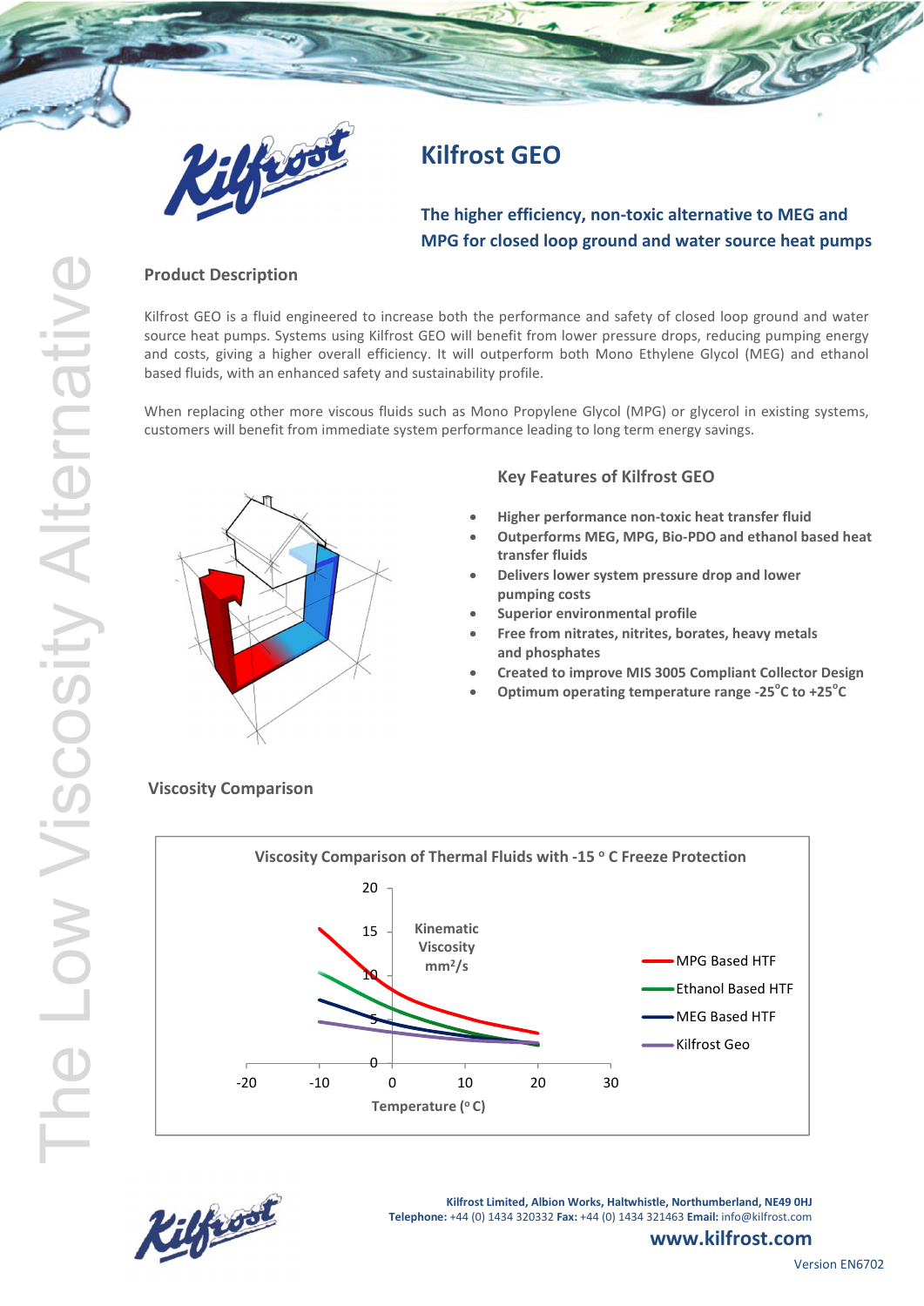# Kilfrost GEO

## The higher efficiency, non-toxic alternative to MEG and MPG for closed loop ground and water source heat pumps

The Low Viscosity Alternative

### Product Description

Kilfrost GEO is a fluid engineered to increase both the performance and safety of closed loop ground and water source heat pumps. Systems using Kilfrost GEO will benefit from lower pressure drops, reducing pumping energy and costs, giving a higher overall efficiency. It will outperform both Mono Ethylene Glycol (MEG) and ethanol based fluids, with an enhanced safety and sustainability profile.

When replacing other more viscous fluids such as Mono Propylene Glycol (MPG) or glycerol in existing systems, customers will benefit from immediate system performance leading to long term energy savings.

### Key Features of Kilfrost GEO

- **Higher performance non-toxic heat transfer fluid**
- **Outperforms MEG, MPG, Bio-PDO and ethanol based heat transfer fluids**
- **Delivers lower system pressure drop and lower pumping costs**
- **Superior environmental profile**
- **Free from nitrates, nitrites, borates, heavy metals and phosphates**
- **Created to improve MIS 3005 Compliant Collector Design**
- **Optimum operating temperature range -25°C to +25°C**

### Viscosity Comparison

**Viscosity Comparison of Thermal Fluids with -15 °C Freeze Protection**

Kinematic Viscosity $mm^2/s$ (y-axis: 0, 5, 10, 15, 20)

Temperature (°C) (x-axis: -20, -10, 0, 10, 20, 30)

Legend: MPG Based HTF; Ethanol Based HTF; MEG Based HTF; Kilfrost Geo

Kilfrost Limited, Albion Works, Haltwhistle, Northumberland, NE49 0HJ
**Telephone:** +44 (0) 1434 320332 **Fax:** +44 (0) 1434 321463 **Email:** info@kilfrost.com

**www.kilfrost.com**

Version EN6702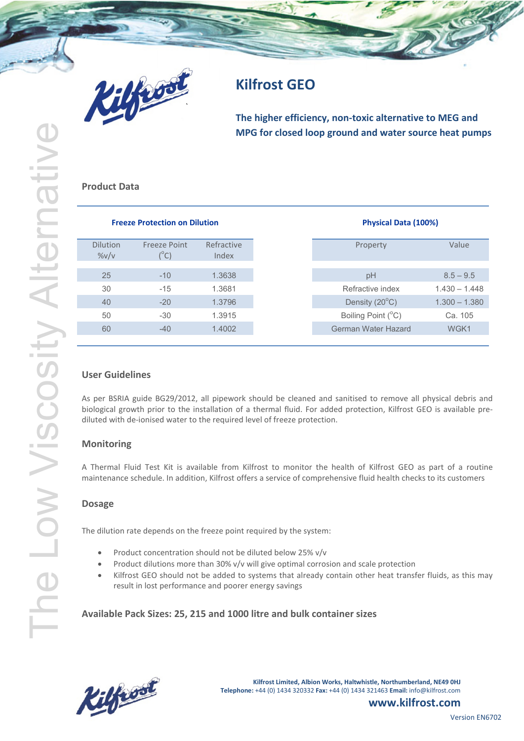# Kilfrost GEO

**The higher efficiency, non-toxic alternative to MEG and MPG for closed loop ground and water source heat pumps**

The Low Viscosity Alternative

## Product Data

**Freeze Protection on Dilution**

| Dilution %v/v | Freeze Point (°C) | Refractive Index |
|---|---|---|
| 25 | -10 | 1.3638 |
| 30 | -15 | 1.3681 |
| 40 | -20 | 1.3796 |
| 50 | -30 | 1.3915 |
| 60 | -40 | 1.4002 |

**Physical Data (100%)**

| Property | Value |
|---|---|
| pH | 8.5 – 9.5 |
| Refractive index | 1.430 – 1.448 |
| Density (20°C) | 1.300 – 1.380 |
| Boiling Point (°C) | Ca. 105 |
| German Water Hazard | WGK1 |

## User Guidelines

As per BSRIA guide BG29/2012, all pipework should be cleaned and sanitised to remove all physical debris and biological growth prior to the installation of a thermal fluid. For added protection, Kilfrost GEO is available pre-diluted with de-ionised water to the required level of freeze protection.

## Monitoring

A Thermal Fluid Test Kit is available from Kilfrost to monitor the health of Kilfrost GEO as part of a routine maintenance schedule. In addition, Kilfrost offers a service of comprehensive fluid health checks to its customers

## Dosage

The dilution rate depends on the freeze point required by the system:

- Product concentration should not be diluted below 25% v/v
- Product dilutions more than 30% v/v will give optimal corrosion and scale protection
- Kilfrost GEO should not be added to systems that already contain other heat transfer fluids, as this may result in lost performance and poorer energy savings

**Available Pack Sizes: 25, 215 and 1000 litre and bulk container sizes**

**Kilfrost Limited, Albion Works, Haltwhistle, Northumberland, NE49 0HJ**
**Telephone:** +44 (0) 1434 320332 **Fax:** +44 (0) 1434 321463 **Email:** info@kilfrost.com

**www.kilfrost.com**

Version EN6702